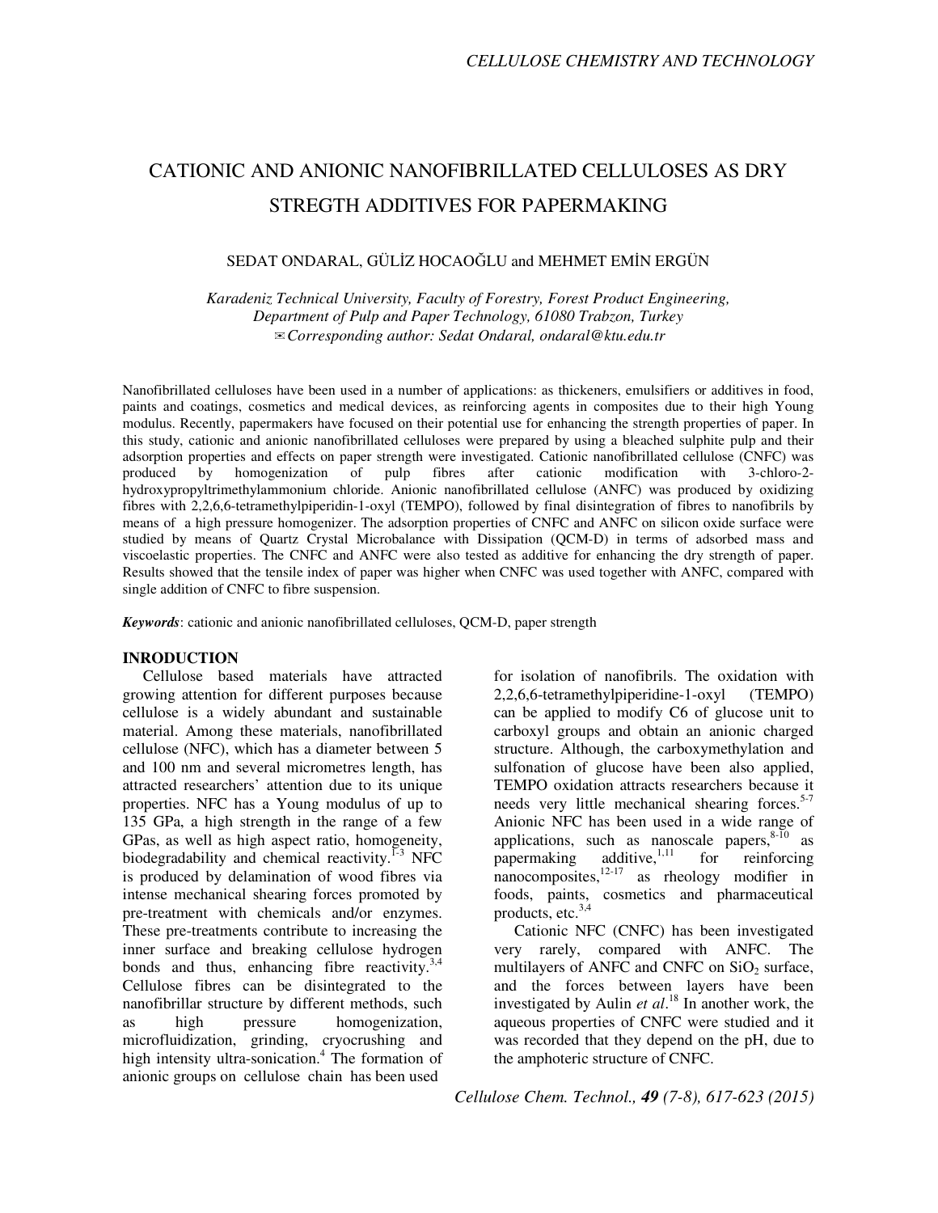# CATIONIC AND ANIONIC NANOFIBRILLATED CELLULOSES AS DRY STREGTH ADDITIVES FOR PAPERMAKING

SEDAT ONDARAL, GÜLİZ HOCAOĞLU and MEHMET EMİN ERGÜN

*Karadeniz Technical University, Faculty of Forestry, Forest Product Engineering, Department of Pulp and Paper Technology, 61080 Trabzon, Turkey*
*✉Corresponding author: Sedat Ondaral, ondaral@ktu.edu.tr*

Nanofibrillated celluloses have been used in a number of applications: as thickeners, emulsifiers or additives in food, paints and coatings, cosmetics and medical devices, as reinforcing agents in composites due to their high Young modulus. Recently, papermakers have focused on their potential use for enhancing the strength properties of paper. In this study, cationic and anionic nanofibrillated celluloses were prepared by using a bleached sulphite pulp and their adsorption properties and effects on paper strength were investigated. Cationic nanofibrillated cellulose (CNFC) was produced by homogenization of pulp fibres after cationic modification with 3-chloro-2-hydroxypropyltrimethylammonium chloride. Anionic nanofibrillated cellulose (ANFC) was produced by oxidizing fibres with 2,2,6,6-tetramethylpiperidin-1-oxyl (TEMPO), followed by final disintegration of fibres to nanofibrils by means of a high pressure homogenizer. The adsorption properties of CNFC and ANFC on silicon oxide surface were studied by means of Quartz Crystal Microbalance with Dissipation (QCM-D) in terms of adsorbed mass and viscoelastic properties. The CNFC and ANFC were also tested as additive for enhancing the dry strength of paper. Results showed that the tensile index of paper was higher when CNFC was used together with ANFC, compared with single addition of CNFC to fibre suspension.

***Keywords***: cationic and anionic nanofibrillated celluloses, QCM-D, paper strength

## INRODUCTION

Cellulose based materials have attracted growing attention for different purposes because cellulose is a widely abundant and sustainable material. Among these materials, nanofibrillated cellulose (NFC), which has a diameter between 5 and 100 nm and several micrometres length, has attracted researchers' attention due to its unique properties. NFC has a Young modulus of up to 135 GPa, a high strength in the range of a few GPas, as well as high aspect ratio, homogeneity, biodegradability and chemical reactivity.[1-3] NFC is produced by delamination of wood fibres via intense mechanical shearing forces promoted by pre-treatment with chemicals and/or enzymes. These pre-treatments contribute to increasing the inner surface and breaking cellulose hydrogen bonds and thus, enhancing fibre reactivity.[3,4] Cellulose fibres can be disintegrated to the nanofibrillar structure by different methods, such as high pressure homogenization, microfluidization, grinding, cryocrushing and high intensity ultra-sonication.[4] The formation of anionic groups on cellulose chain has been used for isolation of nanofibrils. The oxidation with 2,2,6,6-tetramethylpiperidine-1-oxyl (TEMPO) can be applied to modify C6 of glucose unit to carboxyl groups and obtain an anionic charged structure. Although, the carboxymethylation and sulfonation of glucose have been also applied, TEMPO oxidation attracts researchers because it needs very little mechanical shearing forces.[5-7] Anionic NFC has been used in a wide range of applications, such as nanoscale papers,[8-10] as papermaking additive,[1,11] for reinforcing nanocomposites,[12-17] as rheology modifier in foods, paints, cosmetics and pharmaceutical products, etc.[3,4]

Cationic NFC (CNFC) has been investigated very rarely, compared with ANFC. The multilayers of ANFC and CNFC on $SiO_2$ surface, and the forces between layers have been investigated by Aulin *et al*.[18] In another work, the aqueous properties of CNFC were studied and it was recorded that they depend on the pH, due to the amphoteric structure of CNFC.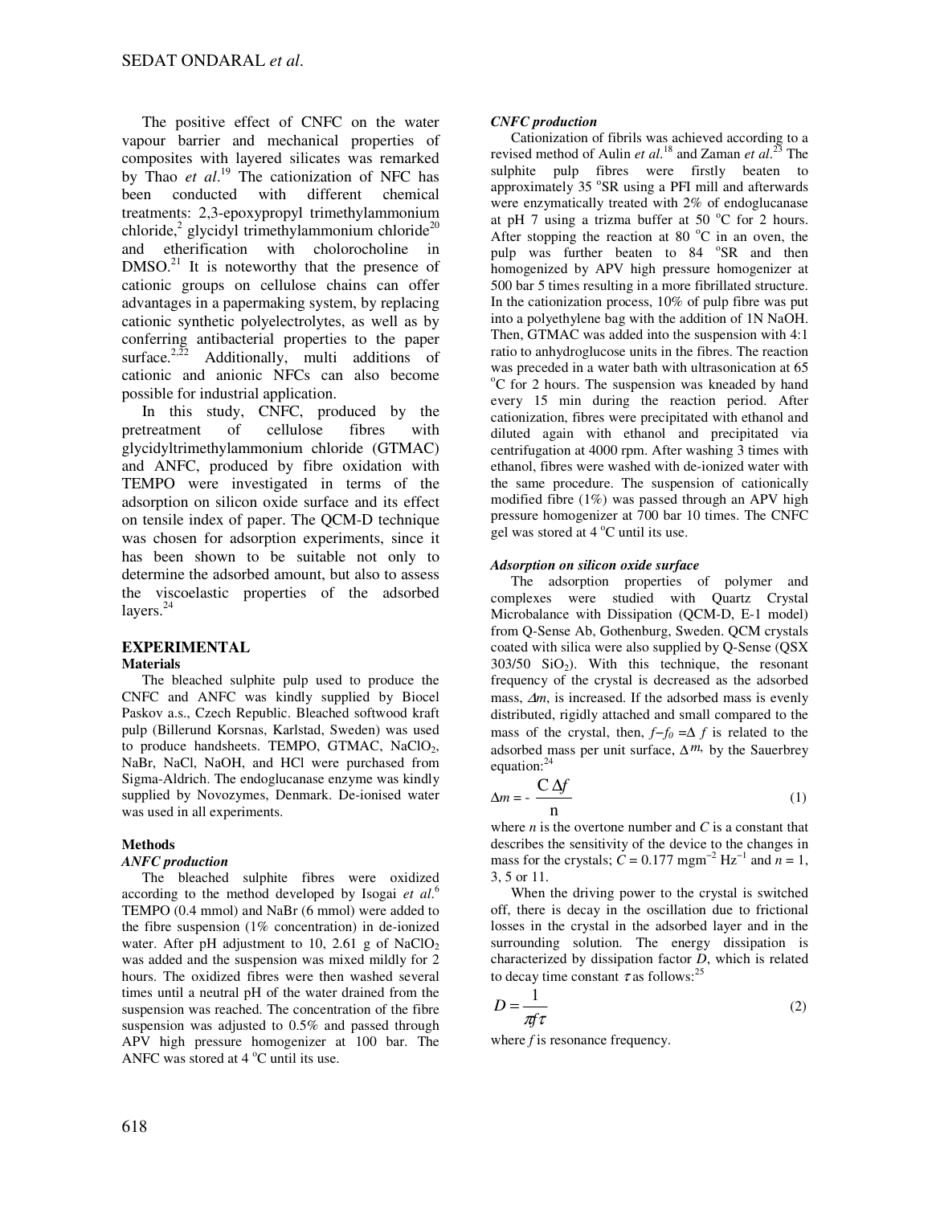The positive effect of CNFC on the water vapour barrier and mechanical properties of composites with layered silicates was remarked by Thao *et al*.[19] The cationization of NFC has been conducted with different chemical treatments: 2,3-epoxypropyl trimethylammonium chloride,[2] glycidyl trimethylammonium chloride[20] and etherification with cholorocholine in DMSO.[21] It is noteworthy that the presence of cationic groups on cellulose chains can offer advantages in a papermaking system, by replacing cationic synthetic polyelectrolytes, as well as by conferring antibacterial properties to the paper surface.[2,22] Additionally, multi additions of cationic and anionic NFCs can also become possible for industrial application.

In this study, CNFC, produced by the pretreatment of cellulose fibres with glycidyltrimethylammonium chloride (GTMAC) and ANFC, produced by fibre oxidation with TEMPO were investigated in terms of the adsorption on silicon oxide surface and its effect on tensile index of paper. The QCM-D technique was chosen for adsorption experiments, since it has been shown to be suitable not only to determine the adsorbed amount, but also to assess the viscoelastic properties of the adsorbed layers.[24]

## EXPERIMENTAL

### Materials

The bleached sulphite pulp used to produce the CNFC and ANFC was kindly supplied by Biocel Paskov a.s., Czech Republic. Bleached softwood kraft pulp (Billerund Korsnas, Karlstad, Sweden) was used to produce handsheets. TEMPO, GTMAC, $NaClO_2$, NaBr, NaCl, NaOH, and HCl were purchased from Sigma-Aldrich. The endoglucanase enzyme was kindly supplied by Novozymes, Denmark. De-ionised water was used in all experiments.

### Methods

#### *ANFC production*

The bleached sulphite fibres were oxidized according to the method developed by Isogai *et al*.[6] TEMPO (0.4 mmol) and NaBr (6 mmol) were added to the fibre suspension (1% concentration) in de-ionized water. After pH adjustment to 10, 2.61 g of $NaClO_2$ was added and the suspension was mixed mildly for 2 hours. The oxidized fibres were then washed several times until a neutral pH of the water drained from the suspension was reached. The concentration of the fibre suspension was adjusted to 0.5% and passed through APV high pressure homogenizer at 100 bar. The ANFC was stored at 4 °C until its use.

#### *CNFC production*

Cationization of fibrils was achieved according to a revised method of Aulin *et al*.[18] and Zaman *et al*.[23] The sulphite pulp fibres were firstly beaten to approximately 35 °SR using a PFI mill and afterwards were enzymatically treated with 2% of endoglucanase at pH 7 using a trizma buffer at 50 °C for 2 hours. After stopping the reaction at 80 °C in an oven, the pulp was further beaten to 84 °SR and then homogenized by APV high pressure homogenizer at 500 bar 5 times resulting in a more fibrillated structure. In the cationization process, 10% of pulp fibre was put into a polyethylene bag with the addition of 1N NaOH. Then, GTMAC was added into the suspension with 4:1 ratio to anhydroglucose units in the fibres. The reaction was preceded in a water bath with ultrasonication at 65 °C for 2 hours. The suspension was kneaded by hand every 15 min during the reaction period. After cationization, fibres were precipitated with ethanol and diluted again with ethanol and precipitated via centrifugation at 4000 rpm. After washing 3 times with ethanol, fibres were washed with de-ionized water with the same procedure. The suspension of cationically modified fibre (1%) was passed through an APV high pressure homogenizer at 700 bar 10 times. The CNFC gel was stored at 4 °C until its use.

#### *Adsorption on silicon oxide surface*

The adsorption properties of polymer and complexes were studied with Quartz Crystal Microbalance with Dissipation (QCM-D, E-1 model) from Q-Sense Ab, Gothenburg, Sweden. QCM crystals coated with silica were also supplied by Q-Sense (QSX 303/50 $SiO_2$). With this technique, the resonant frequency of the crystal is decreased as the adsorbed mass, $\Delta m$, is increased. If the adsorbed mass is evenly distributed, rigidly attached and small compared to the mass of the crystal, then, $f - f_0 = \Delta f$ is related to the adsorbed mass per unit surface, $\Delta m$, by the Sauerbrey equation:[24]

$$\Delta m = -\frac{C\,\Delta f}{n} \tag{1}$$

where $n$ is the overtone number and $C$ is a constant that describes the sensitivity of the device to the changes in mass for the crystals; $C = 0.177$ mgm$^{-2}$ Hz$^{-1}$ and $n = 1$, 3, 5 or 11.

When the driving power to the crystal is switched off, there is decay in the oscillation due to frictional losses in the crystal in the adsorbed layer and in the surrounding solution. The energy dissipation is characterized by dissipation factor $D$, which is related to decay time constant $\tau$ as follows:[25]

$$D = \frac{1}{\pi f \tau} \tag{2}$$

where $f$ is resonance frequency.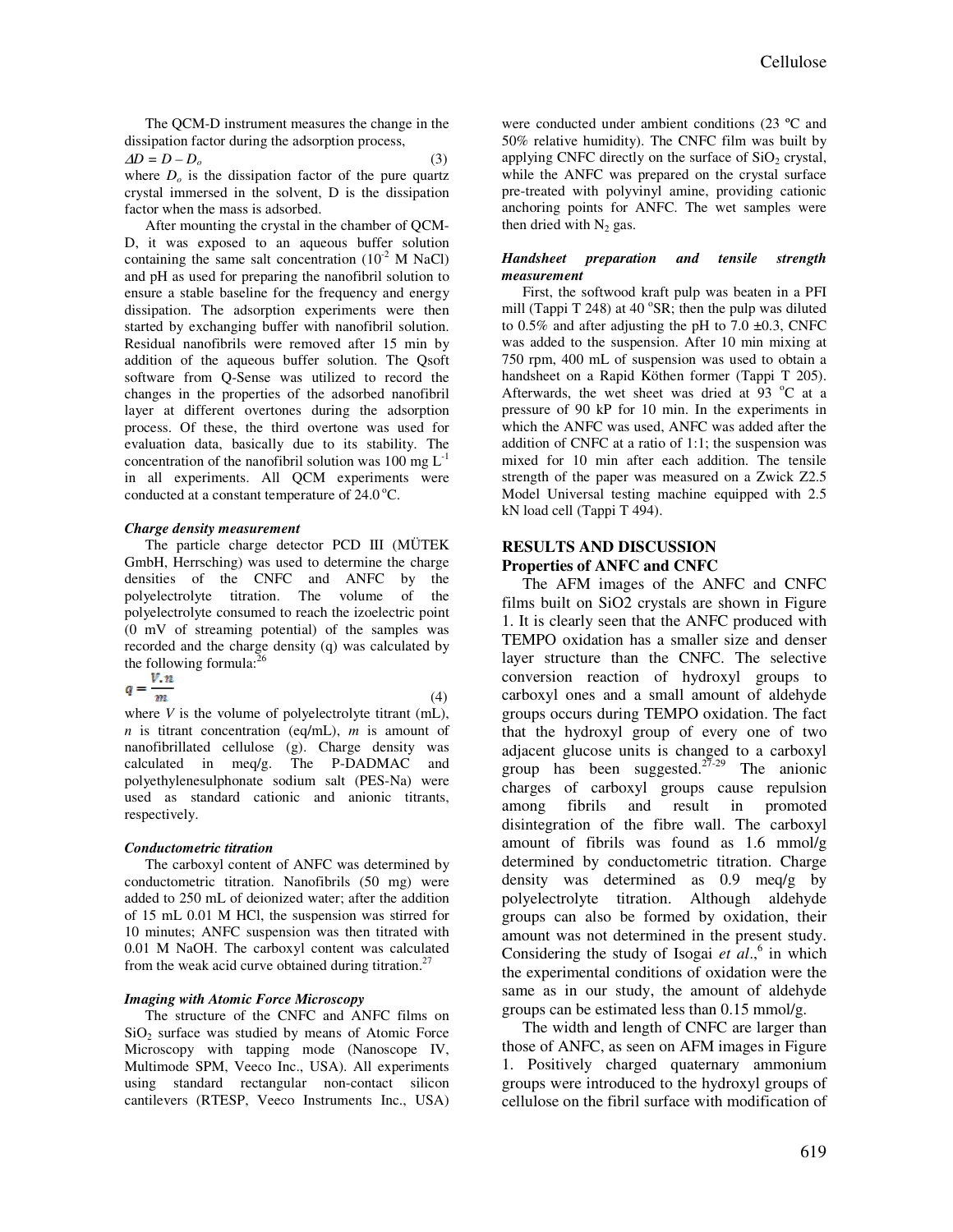The QCM-D instrument measures the change in the dissipation factor during the adsorption process,

$$\Delta D = D - D_o \tag{3}$$

where $D_o$ is the dissipation factor of the pure quartz crystal immersed in the solvent, D is the dissipation factor when the mass is adsorbed.

After mounting the crystal in the chamber of QCM-D, it was exposed to an aqueous buffer solution containing the same salt concentration ($10^{-2}$ M NaCl) and pH as used for preparing the nanofibril solution to ensure a stable baseline for the frequency and energy dissipation. The adsorption experiments were then started by exchanging buffer with nanofibril solution. Residual nanofibrils were removed after 15 min by addition of the aqueous buffer solution. The Qsoft software from Q-Sense was utilized to record the changes in the properties of the adsorbed nanofibril layer at different overtones during the adsorption process. Of these, the third overtone was used for evaluation data, basically due to its stability. The concentration of the nanofibril solution was 100 mg $L^{-1}$ in all experiments. All QCM experiments were conducted at a constant temperature of 24.0 °C.

### *Charge density measurement*

The particle charge detector PCD III (MÜTEK GmbH, Herrsching) was used to determine the charge densities of the CNFC and ANFC by the polyelectrolyte titration. The volume of the polyelectrolyte consumed to reach the izoelectric point (0 mV of streaming potential) of the samples was recorded and the charge density (q) was calculated by the following formula:[26]

$$q = \frac{V.n}{m} \tag{4}$$

where $V$ is the volume of polyelectrolyte titrant (mL), $n$ is titrant concentration (eq/mL), $m$ is amount of nanofibrillated cellulose (g). Charge density was calculated in meq/g. The P-DADMAC and polyethylenesulphonate sodium salt (PES-Na) were used as standard cationic and anionic titrants, respectively.

### *Conductometric titration*

The carboxyl content of ANFC was determined by conductometric titration. Nanofibrils (50 mg) were added to 250 mL of deionized water; after the addition of 15 mL 0.01 M HCl, the suspension was stirred for 10 minutes; ANFC suspension was then titrated with 0.01 M NaOH. The carboxyl content was calculated from the weak acid curve obtained during titration.[27]

### *Imaging with Atomic Force Microscopy*

The structure of the CNFC and ANFC films on $SiO_2$ surface was studied by means of Atomic Force Microscopy with tapping mode (Nanoscope IV, Multimode SPM, Veeco Inc., USA). All experiments using standard rectangular non-contact silicon cantilevers (RTESP, Veeco Instruments Inc., USA) were conducted under ambient conditions (23 ºC and 50% relative humidity). The CNFC film was built by applying CNFC directly on the surface of $SiO_2$ crystal, while the ANFC was prepared on the crystal surface pre-treated with polyvinyl amine, providing cationic anchoring points for ANFC. The wet samples were then dried with $N_2$ gas.

### *Handsheet preparation and tensile strength measurement*

First, the softwood kraft pulp was beaten in a PFI mill (Tappi T 248) at 40 °SR; then the pulp was diluted to 0.5% and after adjusting the pH to 7.0 ±0.3, CNFC was added to the suspension. After 10 min mixing at 750 rpm, 400 mL of suspension was used to obtain a handsheet on a Rapid Köthen former (Tappi T 205). Afterwards, the wet sheet was dried at 93 °C at a pressure of 90 kP for 10 min. In the experiments in which the ANFC was used, ANFC was added after the addition of CNFC at a ratio of 1:1; the suspension was mixed for 10 min after each addition. The tensile strength of the paper was measured on a Zwick Z2.5 Model Universal testing machine equipped with 2.5 kN load cell (Tappi T 494).

## RESULTS AND DISCUSSION

### Properties of ANFC and CNFC

The AFM images of the ANFC and CNFC films built on SiO2 crystals are shown in Figure 1. It is clearly seen that the ANFC produced with TEMPO oxidation has a smaller size and denser layer structure than the CNFC. The selective conversion reaction of hydroxyl groups to carboxyl ones and a small amount of aldehyde groups occurs during TEMPO oxidation. The fact that the hydroxyl group of every one of two adjacent glucose units is changed to a carboxyl group has been suggested.[27-29] The anionic charges of carboxyl groups cause repulsion among fibrils and result in promoted disintegration of the fibre wall. The carboxyl amount of fibrils was found as 1.6 mmol/g determined by conductometric titration. Charge density was determined as 0.9 meq/g by polyelectrolyte titration. Although aldehyde groups can also be formed by oxidation, their amount was not determined in the present study. Considering the study of Isogai *et al*.,[6] in which the experimental conditions of oxidation were the same as in our study, the amount of aldehyde groups can be estimated less than 0.15 mmol/g.

The width and length of CNFC are larger than those of ANFC, as seen on AFM images in Figure 1. Positively charged quaternary ammonium groups were introduced to the hydroxyl groups of cellulose on the fibril surface with modification of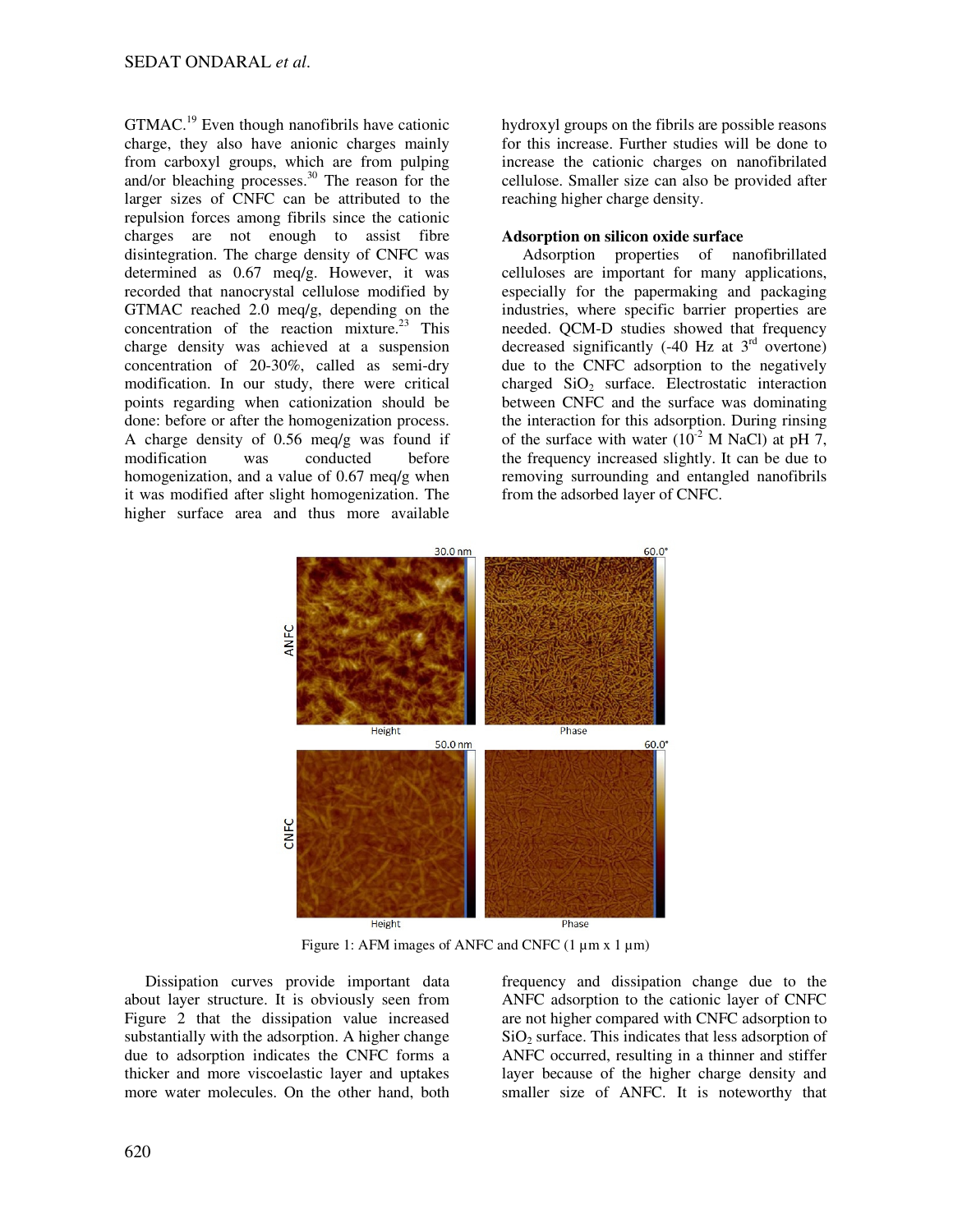GTMAC.[19] Even though nanofibrils have cationic charge, they also have anionic charges mainly from carboxyl groups, which are from pulping and/or bleaching processes.[30] The reason for the larger sizes of CNFC can be attributed to the repulsion forces among fibrils since the cationic charges are not enough to assist fibre disintegration. The charge density of CNFC was determined as 0.67 meq/g. However, it was recorded that nanocrystal cellulose modified by GTMAC reached 2.0 meq/g, depending on the concentration of the reaction mixture.[23] This charge density was achieved at a suspension concentration of 20-30%, called as semi-dry modification. In our study, there were critical points regarding when cationization should be done: before or after the homogenization process. A charge density of 0.56 meq/g was found if modification was conducted before homogenization, and a value of 0.67 meq/g when it was modified after slight homogenization. The higher surface area and thus more available hydroxyl groups on the fibrils are possible reasons for this increase. Further studies will be done to increase the cationic charges on nanofibrilated cellulose. Smaller size can also be provided after reaching higher charge density.

**Adsorption on silicon oxide surface**

Adsorption properties of nanofibrillated celluloses are important for many applications, especially for the papermaking and packaging industries, where specific barrier properties are needed. QCM-D studies showed that frequency decreased significantly (-40 Hz at 3rd overtone) due to the CNFC adsorption to the negatively charged $SiO_2$ surface. Electrostatic interaction between CNFC and the surface was dominating the interaction for this adsorption. During rinsing of the surface with water ($10^{-2}$ M NaCl) at pH 7, the frequency increased slightly. It can be due to removing surrounding and entangled nanofibrils from the adsorbed layer of CNFC.

Figure 1: AFM images of ANFC and CNFC (1 µm x 1 µm)

Dissipation curves provide important data about layer structure. It is obviously seen from Figure 2 that the dissipation value increased substantially with the adsorption. A higher change due to adsorption indicates the CNFC forms a thicker and more viscoelastic layer and uptakes more water molecules. On the other hand, both frequency and dissipation change due to the ANFC adsorption to the cationic layer of CNFC are not higher compared with CNFC adsorption to $SiO_2$ surface. This indicates that less adsorption of ANFC occurred, resulting in a thinner and stiffer layer because of the higher charge density and smaller size of ANFC. It is noteworthy that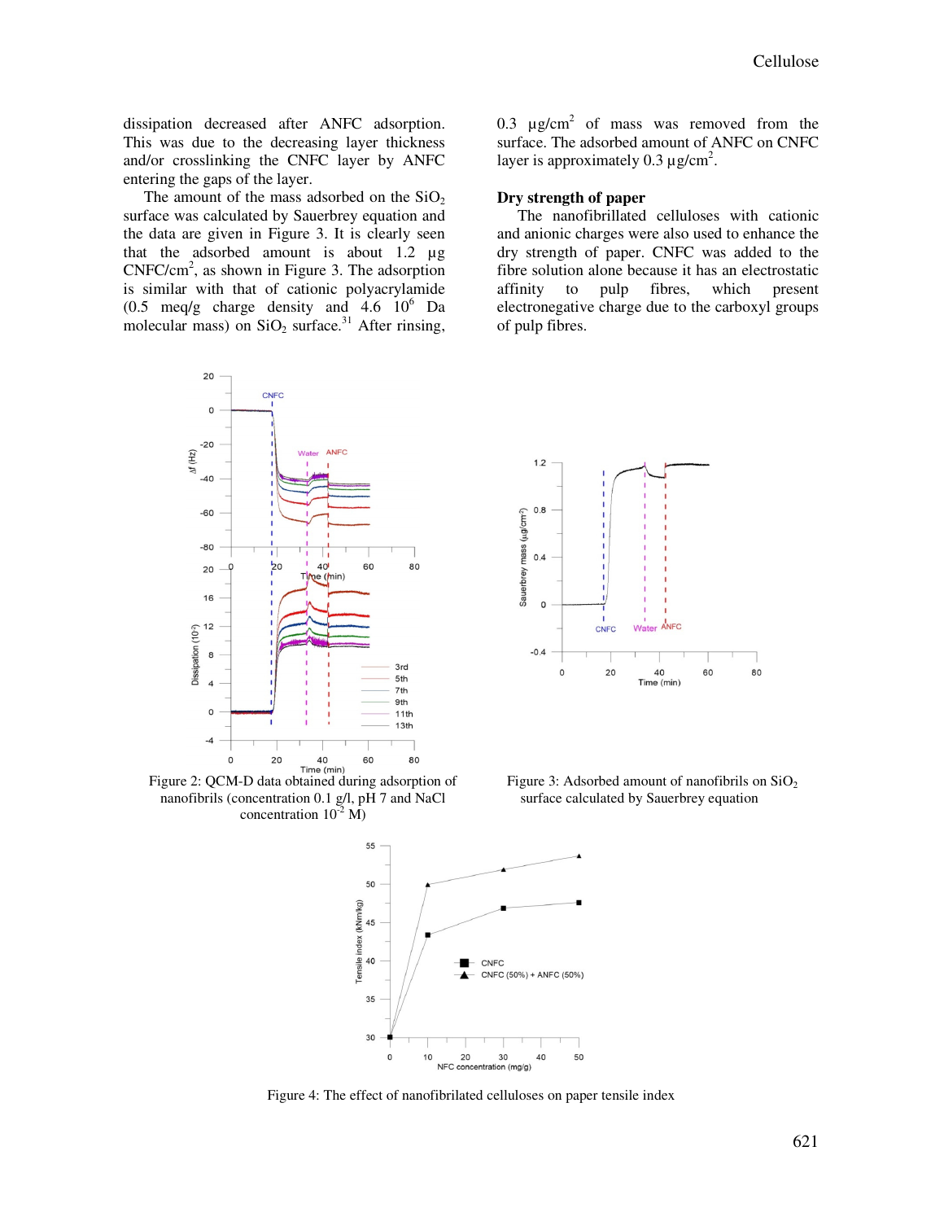dissipation decreased after ANFC adsorption. This was due to the decreasing layer thickness and/or crosslinking the CNFC layer by ANFC entering the gaps of the layer.

The amount of the mass adsorbed on the $SiO_2$ surface was calculated by Sauerbrey equation and the data are given in Figure 3. It is clearly seen that the adsorbed amount is about 1.2 µg CNFC/cm$^2$, as shown in Figure 3. The adsorption is similar with that of cationic polyacrylamide (0.5 meq/g charge density and 4.6 $10^6$ Da molecular mass) on $SiO_2$ surface.[31] After rinsing, 0.3 µg/cm$^2$ of mass was removed from the surface. The adsorbed amount of ANFC on CNFC layer is approximately 0.3 µg/cm$^2$.

## Dry strength of paper

The nanofibrillated celluloses with cationic and anionic charges were also used to enhance the dry strength of paper. CNFC was added to the fibre solution alone because it has an electrostatic affinity to pulp fibres, which present electronegative charge due to the carboxyl groups of pulp fibres.

Figure 2: QCM-D data obtained during adsorption of nanofibrils (concentration 0.1 g/l, pH 7 and NaCl concentration $10^{-2}$ M)

Figure 3: Adsorbed amount of nanofibrils on $SiO_2$ surface calculated by Sauerbrey equation

Figure 4: The effect of nanofibrilated celluloses on paper tensile index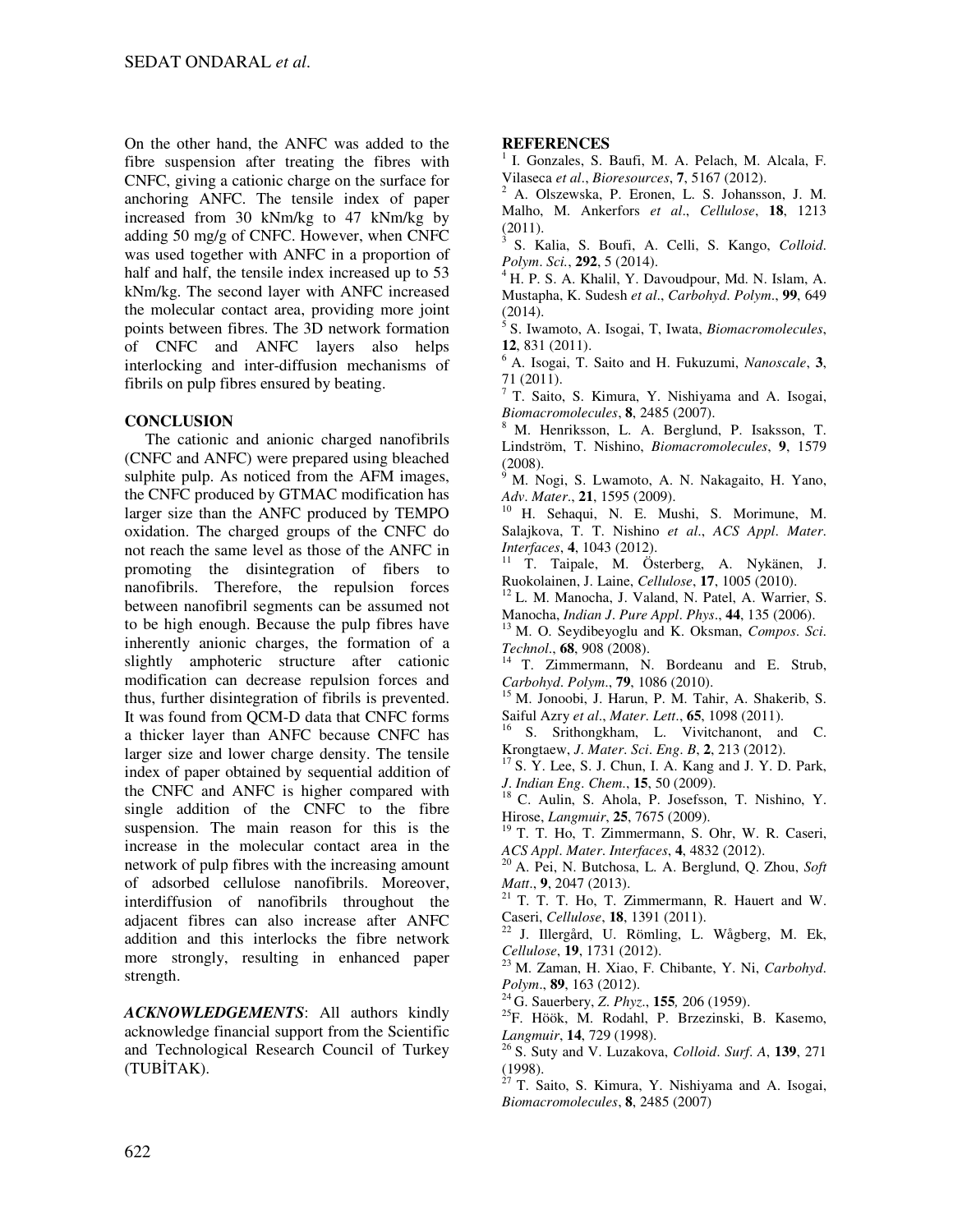On the other hand, the ANFC was added to the fibre suspension after treating the fibres with CNFC, giving a cationic charge on the surface for anchoring ANFC. The tensile index of paper increased from 30 kNm/kg to 47 kNm/kg by adding 50 mg/g of CNFC. However, when CNFC was used together with ANFC in a proportion of half and half, the tensile index increased up to 53 kNm/kg. The second layer with ANFC increased the molecular contact area, providing more joint points between fibres. The 3D network formation of CNFC and ANFC layers also helps interlocking and inter-diffusion mechanisms of fibrils on pulp fibres ensured by beating.

## CONCLUSION

The cationic and anionic charged nanofibrils (CNFC and ANFC) were prepared using bleached sulphite pulp. As noticed from the AFM images, the CNFC produced by GTMAC modification has larger size than the ANFC produced by TEMPO oxidation. The charged groups of the CNFC do not reach the same level as those of the ANFC in promoting the disintegration of fibers to nanofibrils. Therefore, the repulsion forces between nanofibril segments can be assumed not to be high enough. Because the pulp fibres have inherently anionic charges, the formation of a slightly amphoteric structure after cationic modification can decrease repulsion forces and thus, further disintegration of fibrils is prevented. It was found from QCM-D data that CNFC forms a thicker layer than ANFC because CNFC has larger size and lower charge density. The tensile index of paper obtained by sequential addition of the CNFC and ANFC is higher compared with single addition of the CNFC to the fibre suspension. The main reason for this is the increase in the molecular contact area in the network of pulp fibres with the increasing amount of adsorbed cellulose nanofibrils. Moreover, interdiffusion of nanofibrils throughout the adjacent fibres can also increase after ANFC addition and this interlocks the fibre network more strongly, resulting in enhanced paper strength.

***ACKNOWLEDGEMENTS***: All authors kindly acknowledge financial support from the Scientific and Technological Research Council of Turkey (TUBİTAK).

## REFERENCES

[1] I. Gonzales, S. Baufi, M. A. Pelach, M. Alcala, F. Vilaseca *et al*., *Bioresources*, **7**, 5167 (2012).

[2] A. Olszewska, P. Eronen, L. S. Johansson, J. M. Malho, M. Ankerfors *et al*., *Cellulose*, **18**, 1213 (2011).

[3] S. Kalia, S. Boufi, A. Celli, S. Kango, *Colloid. Polym. Sci.*, **292**, 5 (2014).

[4] H. P. S. A. Khalil, Y. Davoudpour, Md. N. Islam, A. Mustapha, K. Sudesh *et al*., *Carbohyd. Polym*., **99**, 649 (2014).

[5] S. Iwamoto, A. Isogai, T, Iwata, *Biomacromolecules*, **12**, 831 (2011).

[6] A. Isogai, T. Saito and H. Fukuzumi, *Nanoscale*, **3**, 71 (2011).

[7] T. Saito, S. Kimura, Y. Nishiyama and A. Isogai, *Biomacromolecules*, **8**, 2485 (2007).

[8] M. Henriksson, L. A. Berglund, P. Isaksson, T. Lindström, T. Nishino, *Biomacromolecules*, **9**, 1579 (2008).

[9] M. Nogi, S. Lwamoto, A. N. Nakagaito, H. Yano, *Adv. Mater*., **21**, 1595 (2009).

[10] H. Sehaqui, N. E. Mushi, S. Morimune, M. Salajkova, T. T. Nishino *et al*., *ACS Appl. Mater. Interfaces*, **4**, 1043 (2012).

[11] T. Taipale, M. Österberg, A. Nykänen, J. Ruokolainen, J. Laine, *Cellulose*, **17**, 1005 (2010).

[12] L. M. Manocha, J. Valand, N. Patel, A. Warrier, S. Manocha, *Indian J. Pure Appl. Phys*., **44**, 135 (2006).

[13] M. O. Seydibeyoglu and K. Oksman, *Compos. Sci. Technol*., **68**, 908 (2008).

[14] T. Zimmermann, N. Bordeanu and E. Strub, *Carbohyd. Polym*., **79**, 1086 (2010).

[15] M. Jonoobi, J. Harun, P. M. Tahir, A. Shakerib, S. Saiful Azry *et al*., *Mater. Lett*., **65**, 1098 (2011).

[16] S. Srithongkham, L. Vivitchanont, and C. Krongtaew, *J. Mater. Sci. Eng. B*, **2**, 213 (2012).

[17] S. Y. Lee, S. J. Chun, I. A. Kang and J. Y. D. Park, *J. Indian Eng. Chem*., **15**, 50 (2009).

[18] C. Aulin, S. Ahola, P. Josefsson, T. Nishino, Y. Hirose, *Langmuir*, **25**, 7675 (2009).

[19] T. T. Ho, T. Zimmermann, S. Ohr, W. R. Caseri, *ACS Appl. Mater. Interfaces*, **4**, 4832 (2012).

[20] A. Pei, N. Butchosa, L. A. Berglund, Q. Zhou, *Soft Matt*., **9**, 2047 (2013).

[21] T. T. Ho, T. Zimmermann, R. Hauert and W. Caseri, *Cellulose*, **18**, 1391 (2011).

[22] J. Illergård, U. Römling, L. Wågberg, M. Ek, *Cellulose*, **19**, 1731 (2012).

[23] M. Zaman, H. Xiao, F. Chibante, Y. Ni, *Carbohyd. Polym*., **89**, 163 (2012).

[24] G. Sauerbery, *Z. Phyz*., **155***,* 206 (1959).

[25] F. Höök, M. Rodahl, P. Brzezinski, B. Kasemo, *Langmuir*, **14**, 729 (1998).

[26] S. Suty and V. Luzakova, *Colloid. Surf. A*, **139**, 271 (1998).

[27] T. Saito, S. Kimura, Y. Nishiyama and A. Isogai, *Biomacromolecules*, **8**, 2485 (2007)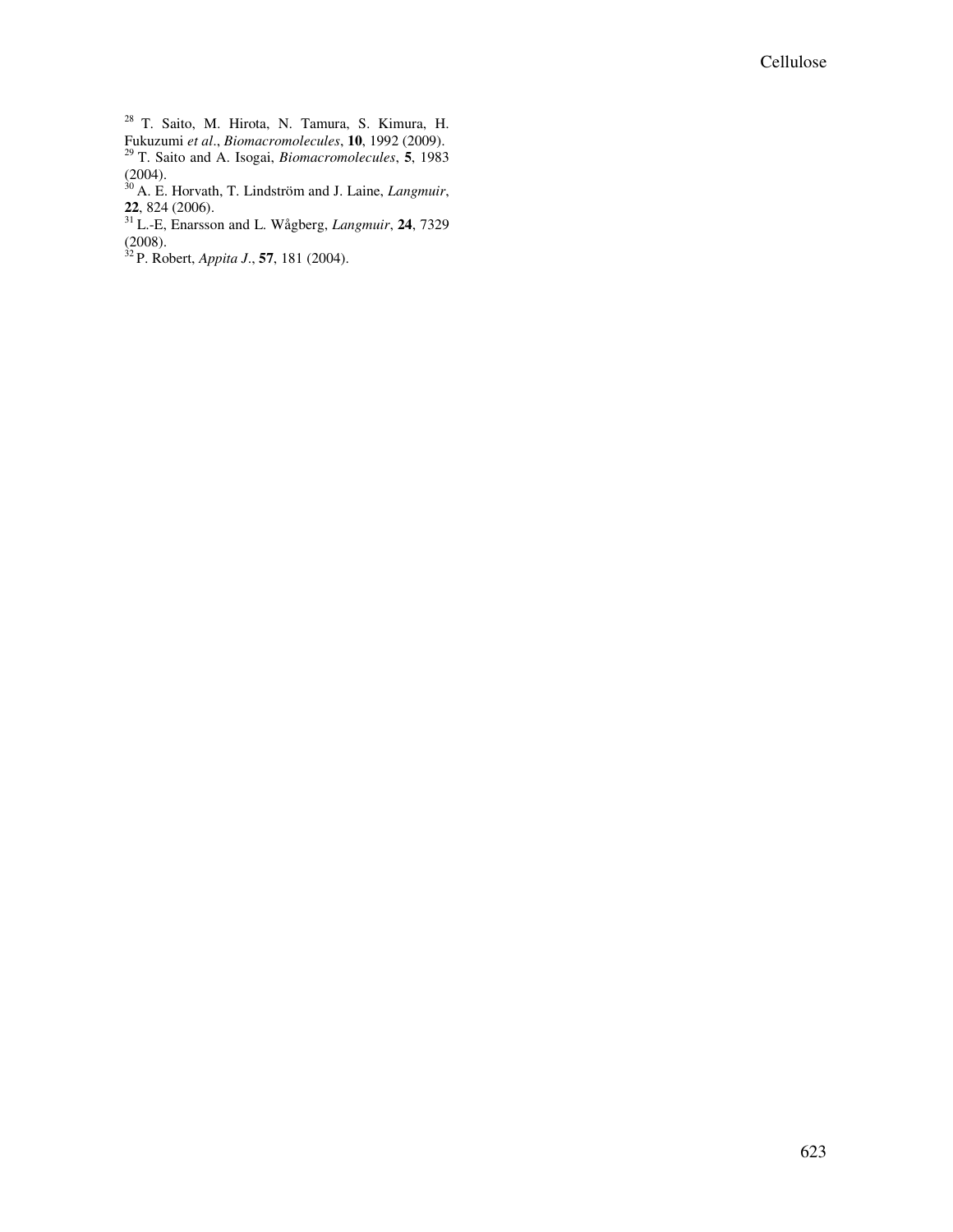[28] T. Saito, M. Hirota, N. Tamura, S. Kimura, H. Fukuzumi *et al*., *Biomacromolecules*, **10**, 1992 (2009).
[29] T. Saito and A. Isogai, *Biomacromolecules*, **5**, 1983 (2004).
[30] A. E. Horvath, T. Lindström and J. Laine, *Langmuir*, **22**, 824 (2006).
[31] L.-E, Enarsson and L. Wågberg, *Langmuir*, **24**, 7329 (2008).
[32] P. Robert, *Appita J*., **57**, 181 (2004).